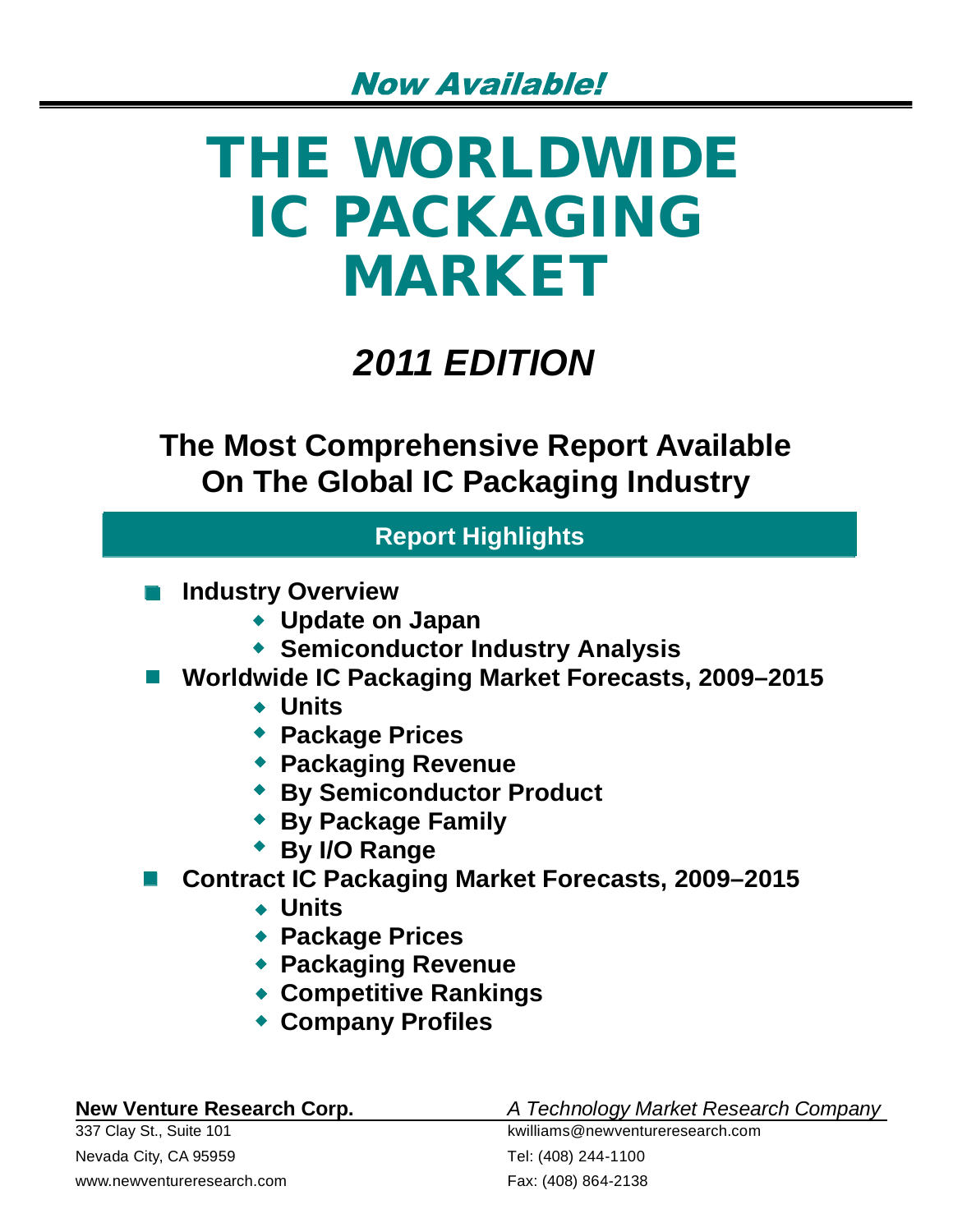*Now Available!*

# THE WORLDWIDE IC PACKAGING MARKET

## *2011 EDITION*

## The Most Comprehensive Report Available On The Global IC Packaging Industry

### Report Highlights

- **Industry Overview**
  - **Update on Japan**
  - **Semiconductor Industry Analysis**
- **Worldwide IC Packaging Market Forecasts, 2009–2015**
  - **Units**
  - **Package Prices**
  - **Packaging Revenue**
  - **By Semiconductor Product**
  - **By Package Family**
  - **By I/O Range**
- **Contract IC Packaging Market Forecasts, 2009–2015**
  - **Units**
  - **Package Prices**
  - **Packaging Revenue**
  - **Competitive Rankings**
  - **Company Profiles**

**New Venture Research Corp.**
*A Technology Market Research Company*

337 Clay St., Suite 101
Nevada City, CA 95959
www.newventureresearch.com

kwilliams@newventureresearch.com
Tel: (408) 244-1100
Fax: (408) 864-2138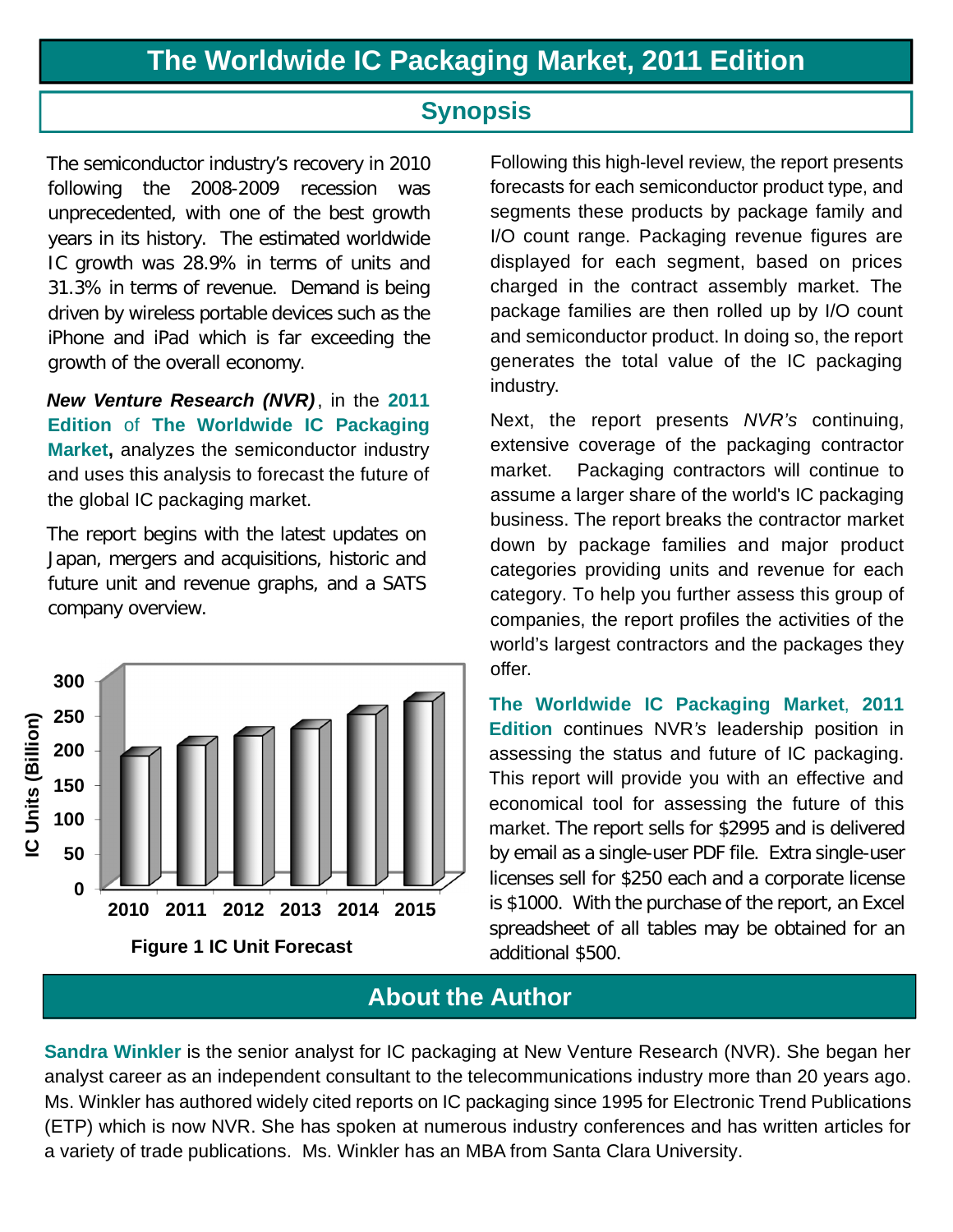# The Worldwide IC Packaging Market, 2011 Edition

## Synopsis

The semiconductor industry's recovery in 2010 following the 2008-2009 recession was unprecedented, with one of the best growth years in its history. The estimated worldwide IC growth was 28.9% in terms of units and 31.3% in terms of revenue. Demand is being driven by wireless portable devices such as the iPhone and iPad which is far exceeding the growth of the overall economy.

***New Venture Research (NVR)***, in the **2011 Edition** of **The Worldwide IC Packaging Market,** analyzes the semiconductor industry and uses this analysis to forecast the future of the global IC packaging market.

The report begins with the latest updates on Japan, mergers and acquisitions, historic and future unit and revenue graphs, and a SATS company overview.

**Figure 1 IC Unit Forecast**

Following this high-level review, the report presents forecasts for each semiconductor product type, and segments these products by package family and I/O count range. Packaging revenue figures are displayed for each segment, based on prices charged in the contract assembly market. The package families are then rolled up by I/O count and semiconductor product. In doing so, the report generates the total value of the IC packaging industry.

Next, the report presents *NVR's* continuing, extensive coverage of the packaging contractor market. Packaging contractors will continue to assume a larger share of the world's IC packaging business. The report breaks the contractor market down by package families and major product categories providing units and revenue for each category. To help you further assess this group of companies, the report profiles the activities of the world's largest contractors and the packages they offer.

**The Worldwide IC Packaging Market**, **2011 Edition** continues NVR*'s* leadership position in assessing the status and future of IC packaging. This report will provide you with an effective and economical tool for assessing the future of this market. The report sells for $2995 and is delivered by email as a single-user PDF file. Extra single-user licenses sell for $250 each and a corporate license is $1000. With the purchase of the report, an Excel spreadsheet of all tables may be obtained for an additional $500.

## About the Author

**Sandra Winkler** is the senior analyst for IC packaging at New Venture Research (NVR). She began her analyst career as an independent consultant to the telecommunications industry more than 20 years ago. Ms. Winkler has authored widely cited reports on IC packaging since 1995 for Electronic Trend Publications (ETP) which is now NVR. She has spoken at numerous industry conferences and has written articles for a variety of trade publications. Ms. Winkler has an MBA from Santa Clara University.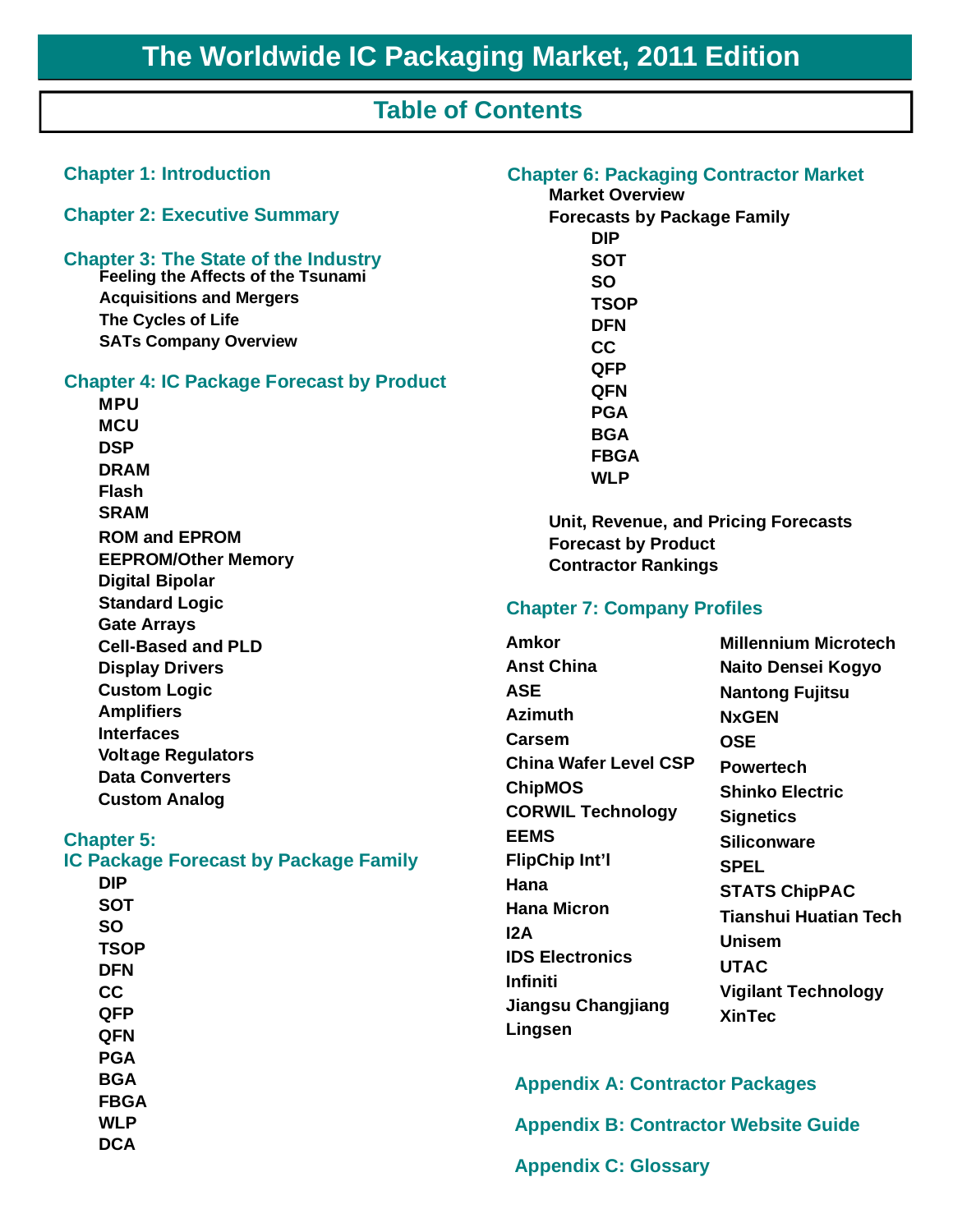# The Worldwide IC Packaging Market, 2011 Edition

## Table of Contents

### Chapter 1: Introduction

### Chapter 2: Executive Summary

### Chapter 3: The State of the Industry

- Feeling the Affects of the Tsunami
- Acquisitions and Mergers
- The Cycles of Life
- SATs Company Overview

### Chapter 4: IC Package Forecast by Product

- MPU
- MCU
- DSP
- DRAM
- Flash
- SRAM
- ROM and EPROM
- EEPROM/Other Memory
- Digital Bipolar
- Standard Logic
- Gate Arrays
- Cell-Based and PLD
- Display Drivers
- Custom Logic
- Amplifiers
- Interfaces
- Voltage Regulators
- Data Converters
- Custom Analog

### Chapter 5: IC Package Forecast by Package Family

- DIP
- SOT
- SO
- TSOP
- DFN
- CC
- QFP
- QFN
- PGA
- BGA
- FBGA
- WLP
- DCA

### Chapter 6: Packaging Contractor Market

- Market Overview
- Forecasts by Package Family
  - DIP
  - SOT
  - SO
  - TSOP
  - DFN
  - CC
  - QFP
  - QFN
  - PGA
  - BGA
  - FBGA
  - WLP
- Unit, Revenue, and Pricing Forecasts
- Forecast by Product
- Contractor Rankings

### Chapter 7: Company Profiles

- Amkor
- Anst China
- ASE
- Azimuth
- Carsem
- China Wafer Level CSP
- ChipMOS
- CORWIL Technology
- EEMS
- FlipChip Int'l
- Hana
- Hana Micron
- I2A
- IDS Electronics
- Infiniti
- Jiangsu Changjiang
- Lingsen
- Millennium Microtech
- Naito Densei Kogyo
- Nantong Fujitsu
- NxGEN
- OSE
- Powertech
- Shinko Electric
- Signetics
- Siliconware
- SPEL
- STATS ChipPAC
- Tianshui Huatian Tech
- Unisem
- UTAC
- Vigilant Technology
- XinTec

### Appendix A: Contractor Packages

### Appendix B: Contractor Website Guide

### Appendix C: Glossary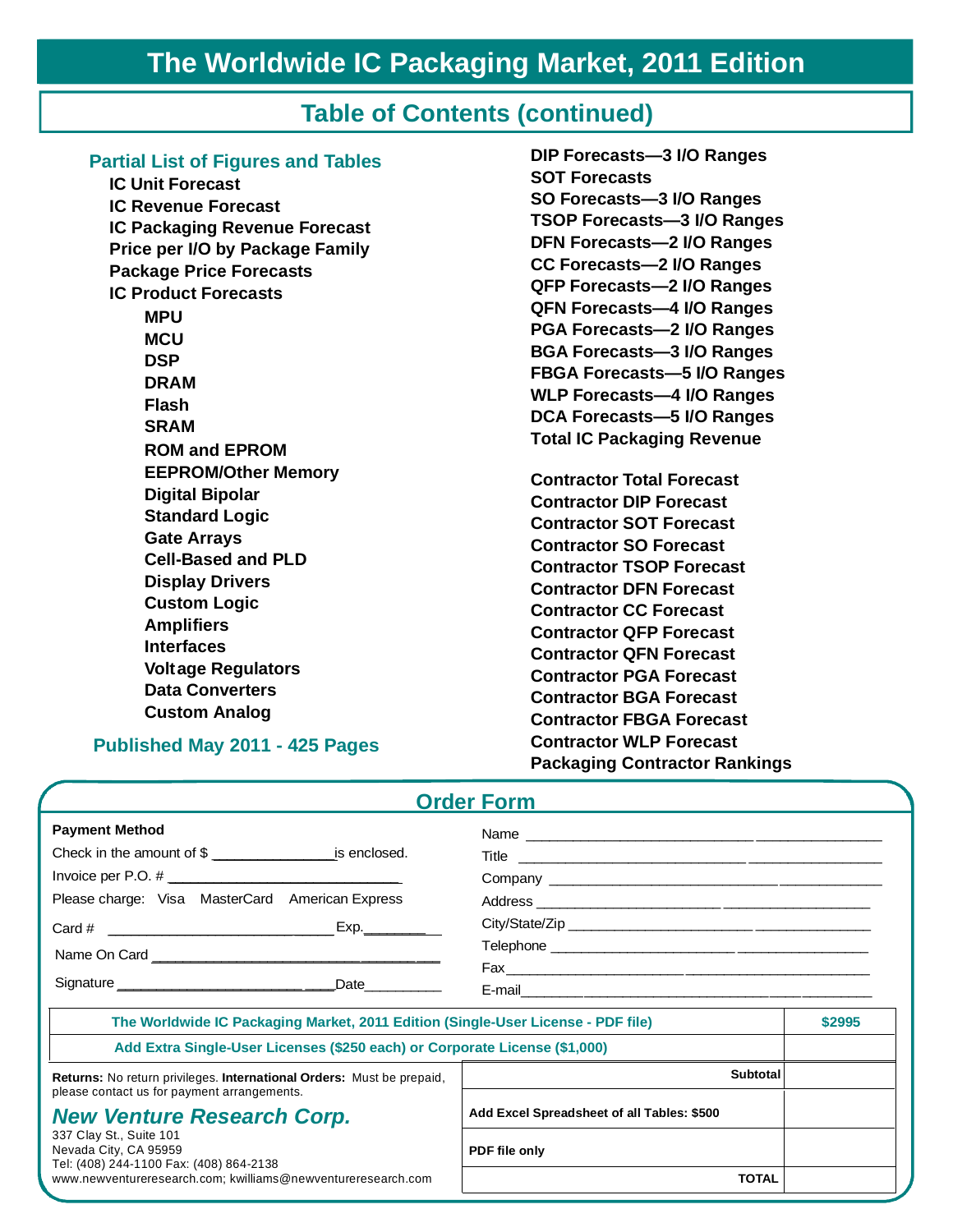# The Worldwide IC Packaging Market, 2011 Edition

## Table of Contents (continued)

### Partial List of Figures and Tables

- **IC Unit Forecast**
- **IC Revenue Forecast**
- **IC Packaging Revenue Forecast**
- **Price per I/O by Package Family**
- **Package Price Forecasts**
- **IC Product Forecasts**
  - **MPU**
  - **MCU**
  - **DSP**
  - **DRAM**
  - **Flash**
  - **SRAM**
  - **ROM and EPROM**
  - **EEPROM/Other Memory**
  - **Digital Bipolar**
  - **Standard Logic**
  - **Gate Arrays**
  - **Cell-Based and PLD**
  - **Display Drivers**
  - **Custom Logic**
  - **Amplifiers**
  - **Interfaces**
  - **Voltage Regulators**
  - **Data Converters**
  - **Custom Analog**

**Published May 2011 - 425 Pages**

- **DIP Forecasts—3 I/O Ranges**
- **SOT Forecasts**
- **SO Forecasts—3 I/O Ranges**
- **TSOP Forecasts—3 I/O Ranges**
- **DFN Forecasts—2 I/O Ranges**
- **CC Forecasts—2 I/O Ranges**
- **QFP Forecasts—2 I/O Ranges**
- **QFN Forecasts—4 I/O Ranges**
- **PGA Forecasts—2 I/O Ranges**
- **BGA Forecasts—3 I/O Ranges**
- **FBGA Forecasts—5 I/O Ranges**
- **WLP Forecasts—4 I/O Ranges**
- **DCA Forecasts—5 I/O Ranges**
- **Total IC Packaging Revenue**

- **Contractor Total Forecast**
- **Contractor DIP Forecast**
- **Contractor SOT Forecast**
- **Contractor SO Forecast**
- **Contractor TSOP Forecast**
- **Contractor DFN Forecast**
- **Contractor CC Forecast**
- **Contractor QFP Forecast**
- **Contractor QFN Forecast**
- **Contractor PGA Forecast**
- **Contractor BGA Forecast**
- **Contractor FBGA Forecast**
- **Contractor WLP Forecast**
- **Packaging Contractor Rankings**

## Order Form

**Payment Method**

Check in the amount of $ _______________ is enclosed.

Invoice per P.O. # ____________________________

Please charge: Visa MasterCard American Express

Card # __________________________ Exp.________

Name On Card __________________________________

Signature __________________________ Date__________

Name ________________________________________

Title ________________________________________

Company ______________________________________

Address ______________________________________

City/State/Zip ________________________________

Telephone ____________________________________

Fax __________________________________________

E-mail _______________________________________

| | |
|---|---|
| The Worldwide IC Packaging Market, 2011 Edition (Single-User License - PDF file) | $2995 |
| Add Extra Single-User Licenses ($250 each) or Corporate License ($1,000) | |
| Subtotal | |
| Add Excel Spreadsheet of all Tables: $500 | |
| PDF file only | |
| TOTAL | |

**Returns:** No return privileges. **International Orders:** Must be prepaid, please contact us for payment arrangements.

### *New Venture Research Corp.*

337 Clay St., Suite 101
Nevada City, CA 95959
Tel: (408) 244-1100 Fax: (408) 864-2138
www.newventureresearch.com; kwilliams@newventureresearch.com